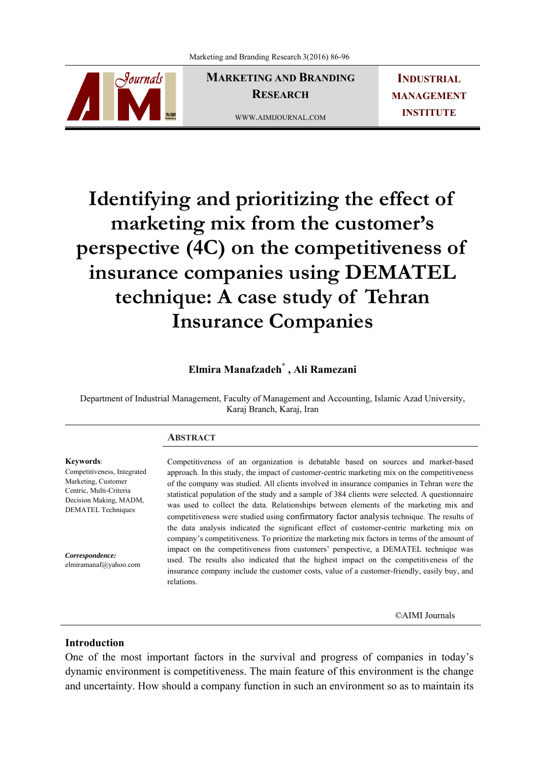# Identifying and prioritizing the effect of marketing mix from the customer's perspective (4C) on the competitiveness of insurance companies using DEMATEL technique: A case study of Tehran Insurance Companies

**Elmira Manafzadeh*, Ali Ramezani**

Department of Industrial Management, Faculty of Management and Accounting, Islamic Azad University, Karaj Branch, Karaj, Iran

**Keywords**: Competitiveness, Integrated Marketing, Customer Centric, Multi-Criteria Decision Making, MADM, DEMATEL Techniques

***Correspondence:*** elmiramanaf@yahoo.com

## ABSTRACT

Competitiveness of an organization is debatable based on sources and market-based approach. In this study, the impact of customer-centric marketing mix on the competitiveness of the company was studied. All clients involved in insurance companies in Tehran were the statistical population of the study and a sample of 384 clients were selected. A questionnaire was used to collect the data. Relationships between elements of the marketing mix and competitiveness were studied using confirmatory factor analysis technique. The results of the data analysis indicated the significant effect of customer-centric marketing mix on company's competitiveness. To prioritize the marketing mix factors in terms of the amount of impact on the competitiveness from customers' perspective, a DEMATEL technique was used. The results also indicated that the highest impact on the competitiveness of the insurance company include the customer costs, value of a customer-friendly, easily buy, and relations.

©AIMI Journals

## Introduction

One of the most important factors in the survival and progress of companies in today's dynamic environment is competitiveness. The main feature of this environment is the change and uncertainty. How should a company function in such an environment so as to maintain its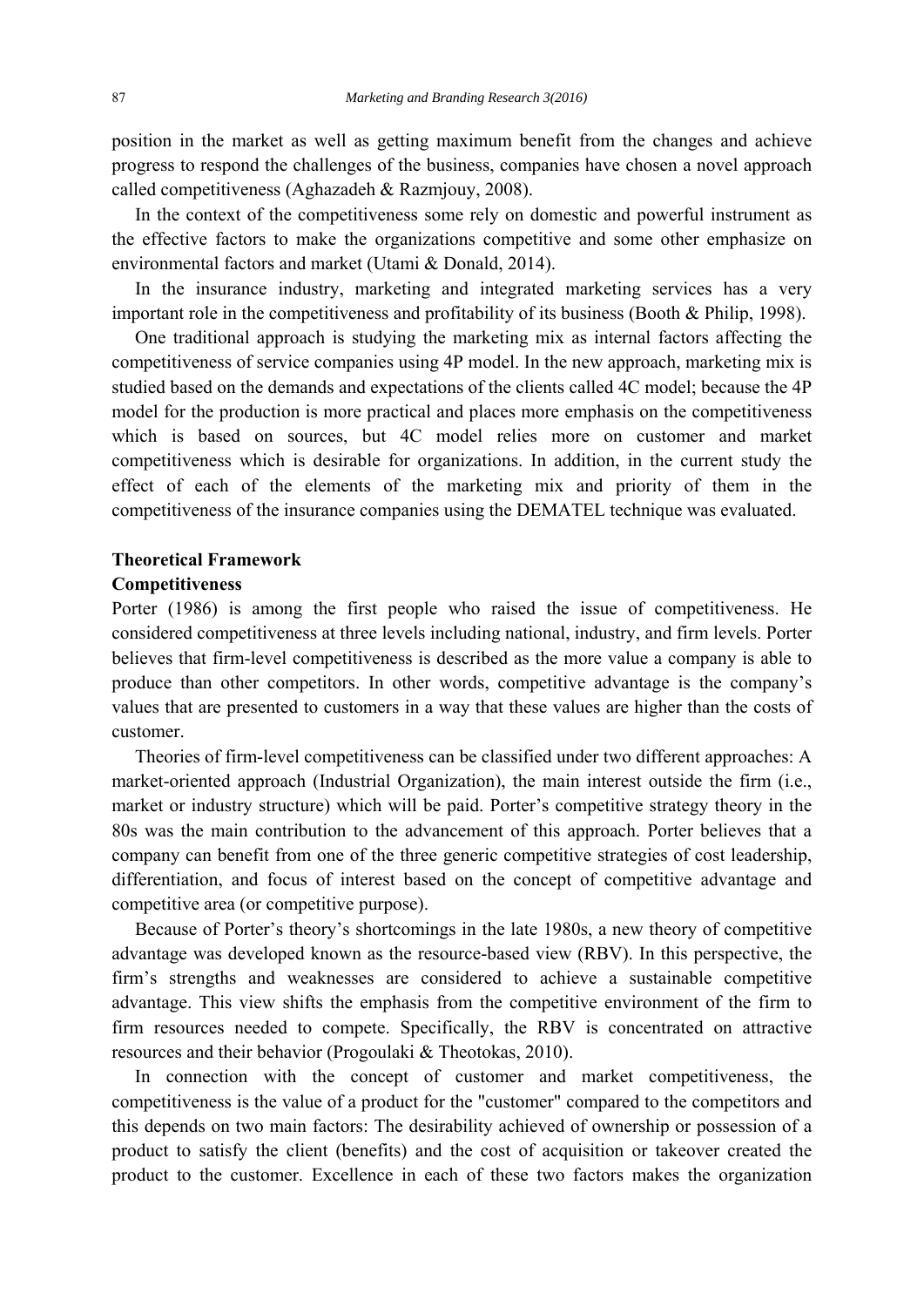position in the market as well as getting maximum benefit from the changes and achieve progress to respond the challenges of the business, companies have chosen a novel approach called competitiveness (Aghazadeh & Razmjouy, 2008).

In the context of the competitiveness some rely on domestic and powerful instrument as the effective factors to make the organizations competitive and some other emphasize on environmental factors and market (Utami & Donald, 2014).

In the insurance industry, marketing and integrated marketing services has a very important role in the competitiveness and profitability of its business (Booth & Philip, 1998).

One traditional approach is studying the marketing mix as internal factors affecting the competitiveness of service companies using 4P model. In the new approach, marketing mix is studied based on the demands and expectations of the clients called 4C model; because the 4P model for the production is more practical and places more emphasis on the competitiveness which is based on sources, but 4C model relies more on customer and market competitiveness which is desirable for organizations. In addition, in the current study the effect of each of the elements of the marketing mix and priority of them in the competitiveness of the insurance companies using the DEMATEL technique was evaluated.

## Theoretical Framework

### Competitiveness

Porter (1986) is among the first people who raised the issue of competitiveness. He considered competitiveness at three levels including national, industry, and firm levels. Porter believes that firm-level competitiveness is described as the more value a company is able to produce than other competitors. In other words, competitive advantage is the company's values that are presented to customers in a way that these values are higher than the costs of customer.

Theories of firm-level competitiveness can be classified under two different approaches: A market-oriented approach (Industrial Organization), the main interest outside the firm (i.e., market or industry structure) which will be paid. Porter's competitive strategy theory in the 80s was the main contribution to the advancement of this approach. Porter believes that a company can benefit from one of the three generic competitive strategies of cost leadership, differentiation, and focus of interest based on the concept of competitive advantage and competitive area (or competitive purpose).

Because of Porter's theory's shortcomings in the late 1980s, a new theory of competitive advantage was developed known as the resource-based view (RBV). In this perspective, the firm's strengths and weaknesses are considered to achieve a sustainable competitive advantage. This view shifts the emphasis from the competitive environment of the firm to firm resources needed to compete. Specifically, the RBV is concentrated on attractive resources and their behavior (Progoulaki & Theotokas, 2010).

In connection with the concept of customer and market competitiveness, the competitiveness is the value of a product for the "customer" compared to the competitors and this depends on two main factors: The desirability achieved of ownership or possession of a product to satisfy the client (benefits) and the cost of acquisition or takeover created the product to the customer. Excellence in each of these two factors makes the organization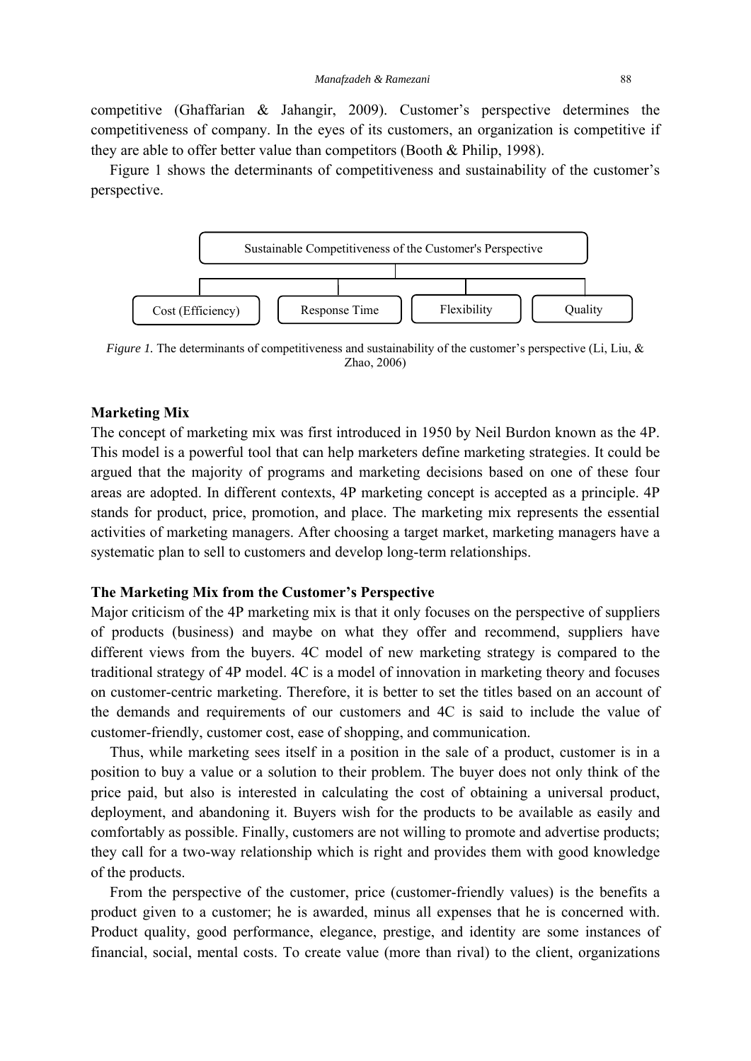competitive (Ghaffarian & Jahangir, 2009). Customer's perspective determines the competitiveness of company. In the eyes of its customers, an organization is competitive if they are able to offer better value than competitors (Booth & Philip, 1998).

Figure 1 shows the determinants of competitiveness and sustainability of the customer's perspective.

Sustainable Competitiveness of the Customer's Perspective

- Cost (Efficiency)
- Response Time
- Flexibility
- Quality

*Figure 1.* The determinants of competitiveness and sustainability of the customer's perspective (Li, Liu, & Zhao, 2006)

**Marketing Mix**

The concept of marketing mix was first introduced in 1950 by Neil Burdon known as the 4P. This model is a powerful tool that can help marketers define marketing strategies. It could be argued that the majority of programs and marketing decisions based on one of these four areas are adopted. In different contexts, 4P marketing concept is accepted as a principle. 4P stands for product, price, promotion, and place. The marketing mix represents the essential activities of marketing managers. After choosing a target market, marketing managers have a systematic plan to sell to customers and develop long-term relationships.

**The Marketing Mix from the Customer's Perspective**

Major criticism of the 4P marketing mix is that it only focuses on the perspective of suppliers of products (business) and maybe on what they offer and recommend, suppliers have different views from the buyers. 4C model of new marketing strategy is compared to the traditional strategy of 4P model. 4C is a model of innovation in marketing theory and focuses on customer-centric marketing. Therefore, it is better to set the titles based on an account of the demands and requirements of our customers and 4C is said to include the value of customer-friendly, customer cost, ease of shopping, and communication.

Thus, while marketing sees itself in a position in the sale of a product, customer is in a position to buy a value or a solution to their problem. The buyer does not only think of the price paid, but also is interested in calculating the cost of obtaining a universal product, deployment, and abandoning it. Buyers wish for the products to be available as easily and comfortably as possible. Finally, customers are not willing to promote and advertise products; they call for a two-way relationship which is right and provides them with good knowledge of the products.

From the perspective of the customer, price (customer-friendly values) is the benefits a product given to a customer; he is awarded, minus all expenses that he is concerned with. Product quality, good performance, elegance, prestige, and identity are some instances of financial, social, mental costs. To create value (more than rival) to the client, organizations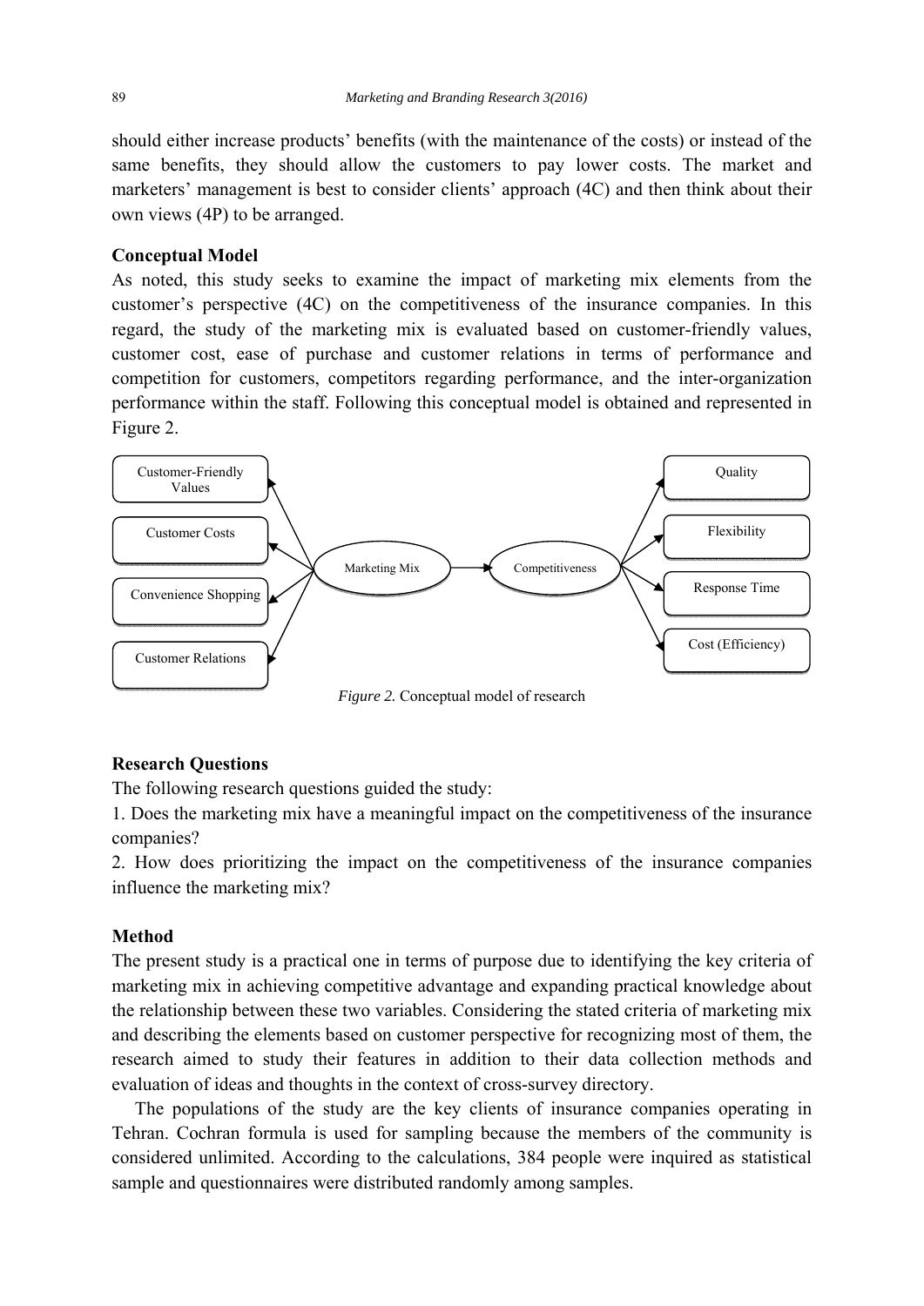should either increase products' benefits (with the maintenance of the costs) or instead of the same benefits, they should allow the customers to pay lower costs. The market and marketers' management is best to consider clients' approach (4C) and then think about their own views (4P) to be arranged.

### Conceptual Model

As noted, this study seeks to examine the impact of marketing mix elements from the customer's perspective (4C) on the competitiveness of the insurance companies. In this regard, the study of the marketing mix is evaluated based on customer-friendly values, customer cost, ease of purchase and customer relations in terms of performance and competition for customers, competitors regarding performance, and the inter-organization performance within the staff. Following this conceptual model is obtained and represented in Figure 2.

Customer-Friendly Values

Customer Costs

Convenience Shopping

Customer Relations

Marketing Mix

Competitiveness

Quality

Flexibility

Response Time

Cost (Efficiency)

*Figure 2.* Conceptual model of research

### Research Questions

The following research questions guided the study:

1. Does the marketing mix have a meaningful impact on the competitiveness of the insurance companies?
2. How does prioritizing the impact on the competitiveness of the insurance companies influence the marketing mix?

### Method

The present study is a practical one in terms of purpose due to identifying the key criteria of marketing mix in achieving competitive advantage and expanding practical knowledge about the relationship between these two variables. Considering the stated criteria of marketing mix and describing the elements based on customer perspective for recognizing most of them, the research aimed to study their features in addition to their data collection methods and evaluation of ideas and thoughts in the context of cross-survey directory.

The populations of the study are the key clients of insurance companies operating in Tehran. Cochran formula is used for sampling because the members of the community is considered unlimited. According to the calculations, 384 people were inquired as statistical sample and questionnaires were distributed randomly among samples.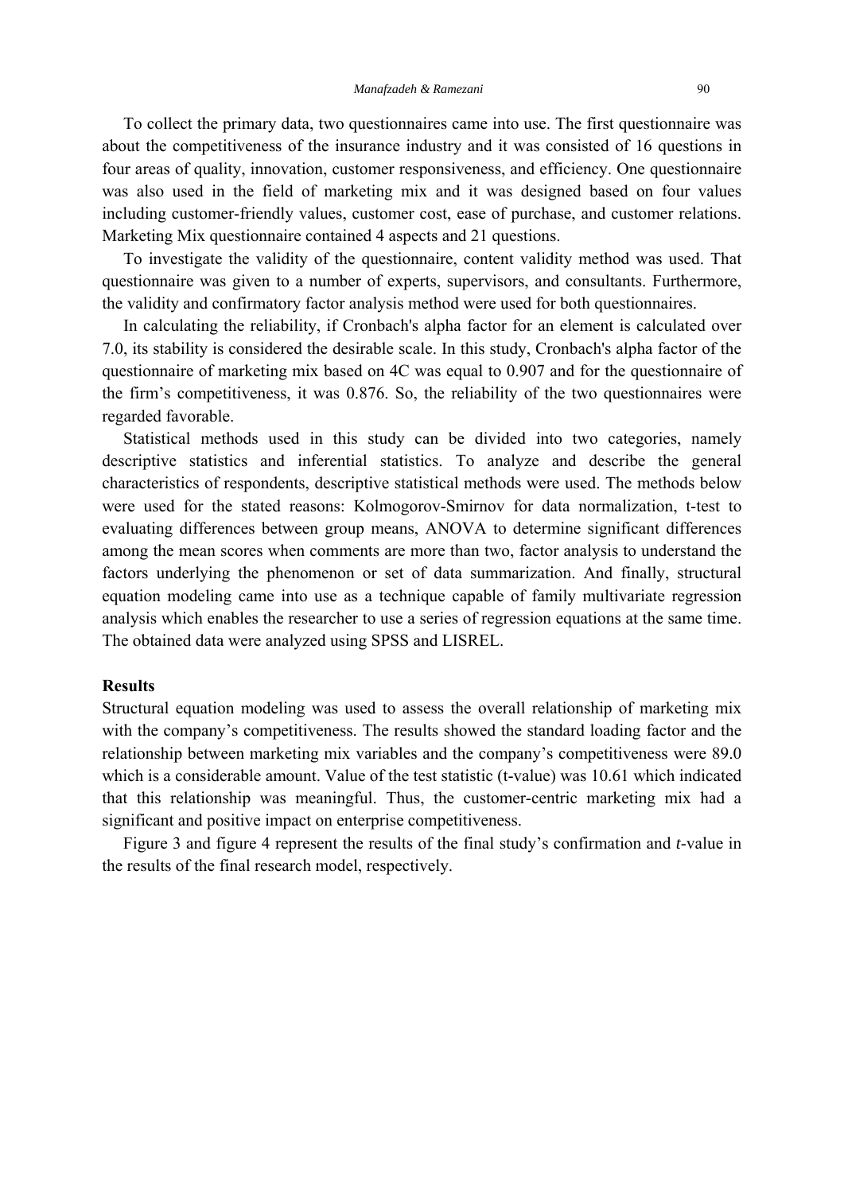To collect the primary data, two questionnaires came into use. The first questionnaire was about the competitiveness of the insurance industry and it was consisted of 16 questions in four areas of quality, innovation, customer responsiveness, and efficiency. One questionnaire was also used in the field of marketing mix and it was designed based on four values including customer-friendly values, customer cost, ease of purchase, and customer relations. Marketing Mix questionnaire contained 4 aspects and 21 questions.

To investigate the validity of the questionnaire, content validity method was used. That questionnaire was given to a number of experts, supervisors, and consultants. Furthermore, the validity and confirmatory factor analysis method were used for both questionnaires.

In calculating the reliability, if Cronbach's alpha factor for an element is calculated over 7.0, its stability is considered the desirable scale. In this study, Cronbach's alpha factor of the questionnaire of marketing mix based on 4C was equal to 0.907 and for the questionnaire of the firm's competitiveness, it was 0.876. So, the reliability of the two questionnaires were regarded favorable.

Statistical methods used in this study can be divided into two categories, namely descriptive statistics and inferential statistics. To analyze and describe the general characteristics of respondents, descriptive statistical methods were used. The methods below were used for the stated reasons: Kolmogorov-Smirnov for data normalization, t-test to evaluating differences between group means, ANOVA to determine significant differences among the mean scores when comments are more than two, factor analysis to understand the factors underlying the phenomenon or set of data summarization. And finally, structural equation modeling came into use as a technique capable of family multivariate regression analysis which enables the researcher to use a series of regression equations at the same time. The obtained data were analyzed using SPSS and LISREL.

## Results

Structural equation modeling was used to assess the overall relationship of marketing mix with the company's competitiveness. The results showed the standard loading factor and the relationship between marketing mix variables and the company's competitiveness were 89.0 which is a considerable amount. Value of the test statistic (t-value) was 10.61 which indicated that this relationship was meaningful. Thus, the customer-centric marketing mix had a significant and positive impact on enterprise competitiveness.

Figure 3 and figure 4 represent the results of the final study's confirmation and *t*-value in the results of the final research model, respectively.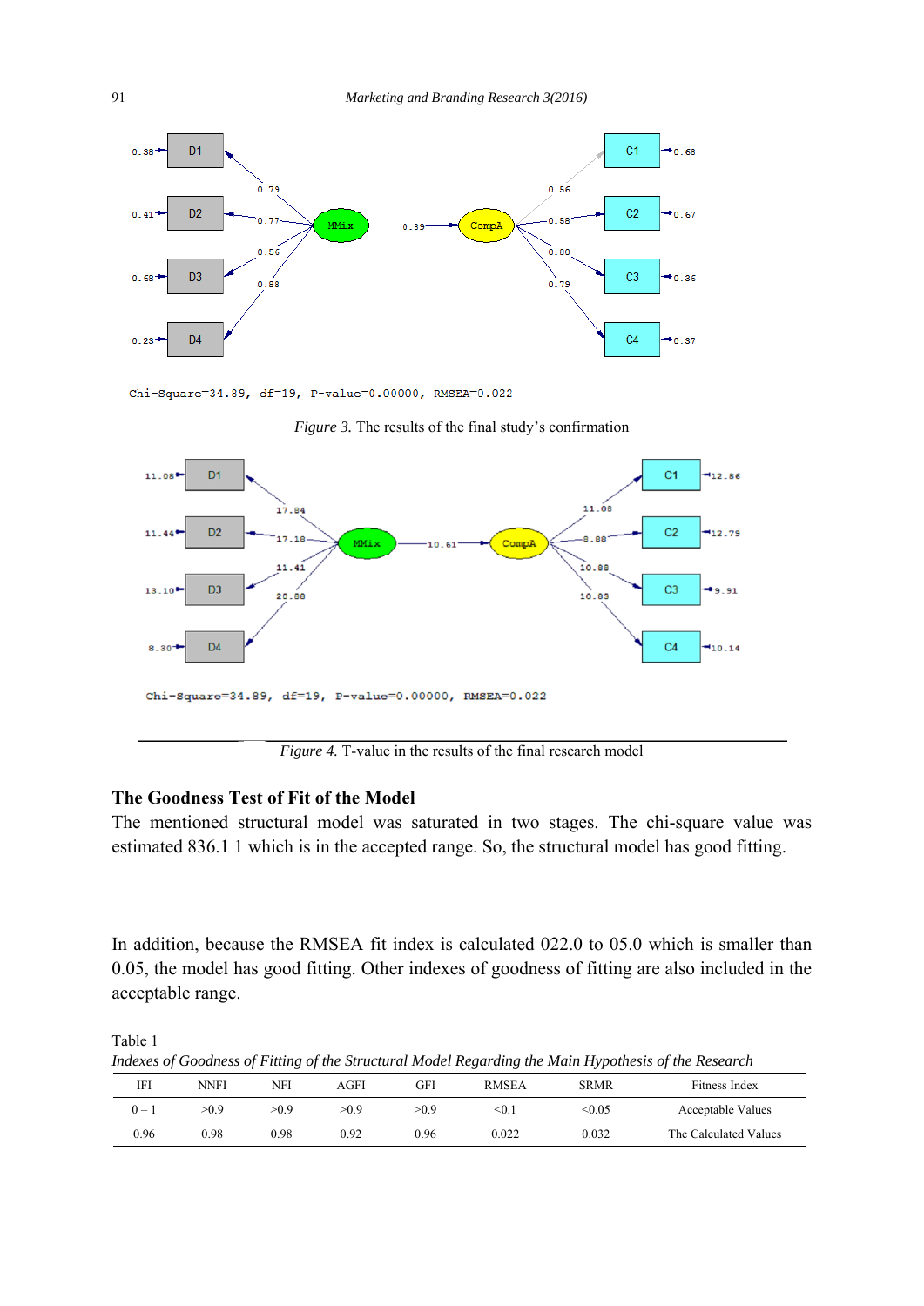Chi-Square=34.89, df=19, P-value=0.00000, RMSEA=0.022

*Figure 3.* The results of the final study's confirmation

Chi-Square=34.89, df=19, P-value=0.00000, RMSEA=0.022

*Figure 4.* T-value in the results of the final research model

## The Goodness Test of Fit of the Model

The mentioned structural model was saturated in two stages. The chi-square value was estimated 836.1 1 which is in the accepted range. So, the structural model has good fitting.

In addition, because the RMSEA fit index is calculated 022.0 to 05.0 which is smaller than 0.05, the model has good fitting. Other indexes of goodness of fitting are also included in the acceptable range.

Table 1

*Indexes of Goodness of Fitting of the Structural Model Regarding the Main Hypothesis of the Research*

| IFI | NNFI | NFI | AGFI | GFI | RMSEA | SRMR | Fitness Index |
|---|---|---|---|---|---|---|---|
| 0 – 1 | >0.9 | >0.9 | >0.9 | >0.9 | <0.1 | <0.05 | Acceptable Values |
| 0.96 | 0.98 | 0.98 | 0.92 | 0.96 | 0.022 | 0.032 | The Calculated Values |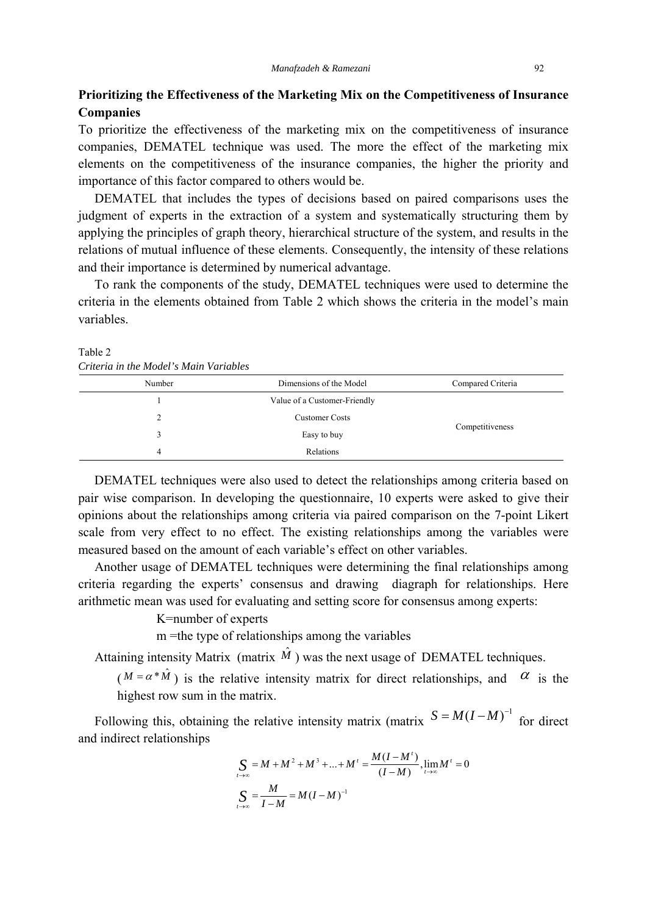## Prioritizing the Effectiveness of the Marketing Mix on the Competitiveness of Insurance Companies

To prioritize the effectiveness of the marketing mix on the competitiveness of insurance companies, DEMATEL technique was used. The more the effect of the marketing mix elements on the competitiveness of the insurance companies, the higher the priority and importance of this factor compared to others would be.

DEMATEL that includes the types of decisions based on paired comparisons uses the judgment of experts in the extraction of a system and systematically structuring them by applying the principles of graph theory, hierarchical structure of the system, and results in the relations of mutual influence of these elements. Consequently, the intensity of these relations and their importance is determined by numerical advantage.

To rank the components of the study, DEMATEL techniques were used to determine the criteria in the elements obtained from Table 2 which shows the criteria in the model's main variables.

Table 2
*Criteria in the Model's Main Variables*

| Number | Dimensions of the Model | Compared Criteria |
|---|---|---|
| 1 | Value of a Customer-Friendly | Competitiveness |
| 2 | Customer Costs | |
| 3 | Easy to buy | |
| 4 | Relations | |

DEMATEL techniques were also used to detect the relationships among criteria based on pair wise comparison. In developing the questionnaire, 10 experts were asked to give their opinions about the relationships among criteria via paired comparison on the 7-point Likert scale from very effect to no effect. The existing relationships among the variables were measured based on the amount of each variable's effect on other variables.

Another usage of DEMATEL techniques were determining the final relationships among criteria regarding the experts' consensus and drawing diagraph for relationships. Here arithmetic mean was used for evaluating and setting score for consensus among experts:

K=number of experts

m =the type of relationships among the variables

Attaining intensity Matrix (matrix $\hat{M}$) was the next usage of DEMATEL techniques.

($M = \alpha * \hat{M}$) is the relative intensity matrix for direct relationships, and $\alpha$ is the highest row sum in the matrix.

Following this, obtaining the relative intensity matrix (matrix $S = M(I - M)^{-1}$ for direct and indirect relationships

$$\underset{t \to \infty}{S} = M + M^2 + M^3 + ... + M^t = \frac{M(I - M^t)}{(I - M)}, \lim_{t \to \infty} M^t = 0$$

$$\underset{t \to \infty}{S} = \frac{M}{I - M} = M(I - M)^{-1}$$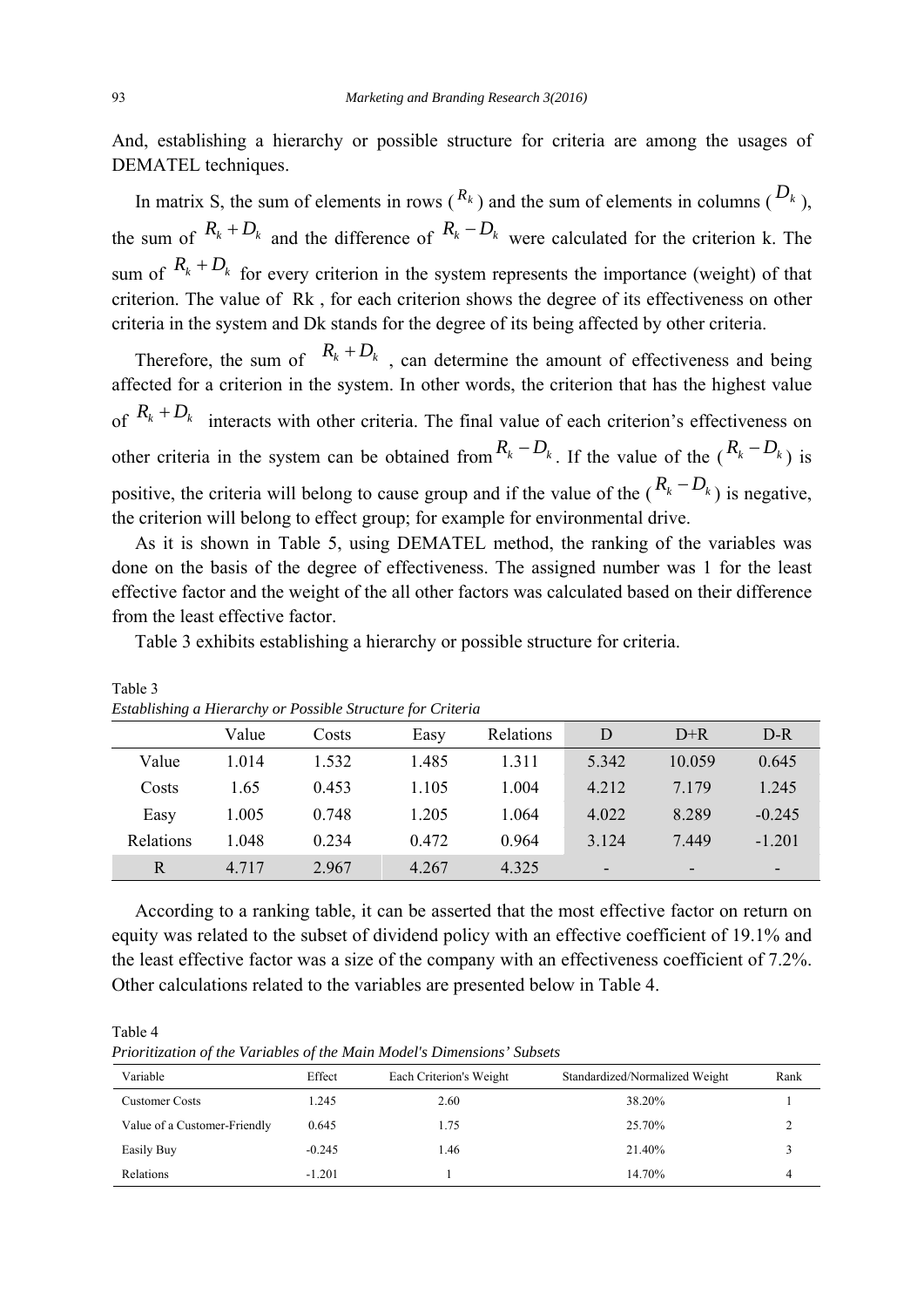And, establishing a hierarchy or possible structure for criteria are among the usages of DEMATEL techniques.

In matrix S, the sum of elements in rows ($R_k$) and the sum of elements in columns ($D_k$), the sum of $R_k + D_k$ and the difference of $R_k - D_k$ were calculated for the criterion k. The sum of $R_k + D_k$ for every criterion in the system represents the importance (weight) of that criterion. The value of Rk , for each criterion shows the degree of its effectiveness on other criteria in the system and Dk stands for the degree of its being affected by other criteria.

Therefore, the sum of $R_k + D_k$ , can determine the amount of effectiveness and being affected for a criterion in the system. In other words, the criterion that has the highest value of $R_k + D_k$ interacts with other criteria. The final value of each criterion's effectiveness on other criteria in the system can be obtained from $R_k - D_k$. If the value of the ($R_k - D_k$) is positive, the criteria will belong to cause group and if the value of the ($R_k - D_k$) is negative, the criterion will belong to effect group; for example for environmental drive.

As it is shown in Table 5, using DEMATEL method, the ranking of the variables was done on the basis of the degree of effectiveness. The assigned number was 1 for the least effective factor and the weight of the all other factors was calculated based on their difference from the least effective factor.

Table 3 exhibits establishing a hierarchy or possible structure for criteria.

Table 3
*Establishing a Hierarchy or Possible Structure for Criteria*

| | Value | Costs | Easy | Relations | D | D+R | D-R |
|---|---|---|---|---|---|---|---|
| Value | 1.014 | 1.532 | 1.485 | 1.311 | 5.342 | 10.059 | 0.645 |
| Costs | 1.65 | 0.453 | 1.105 | 1.004 | 4.212 | 7.179 | 1.245 |
| Easy | 1.005 | 0.748 | 1.205 | 1.064 | 4.022 | 8.289 | -0.245 |
| Relations | 1.048 | 0.234 | 0.472 | 0.964 | 3.124 | 7.449 | -1.201 |
| R | 4.717 | 2.967 | 4.267 | 4.325 | - | - | - |

According to a ranking table, it can be asserted that the most effective factor on return on equity was related to the subset of dividend policy with an effective coefficient of 19.1% and the least effective factor was a size of the company with an effectiveness coefficient of 7.2%. Other calculations related to the variables are presented below in Table 4.

Table 4
*Prioritization of the Variables of the Main Model's Dimensions' Subsets*

| Variable | Effect | Each Criterion's Weight | Standardized/Normalized Weight | Rank |
|---|---|---|---|---|
| Customer Costs | 1.245 | 2.60 | 38.20% | 1 |
| Value of a Customer-Friendly | 0.645 | 1.75 | 25.70% | 2 |
| Easily Buy | -0.245 | 1.46 | 21.40% | 3 |
| Relations | -1.201 | 1 | 14.70% | 4 |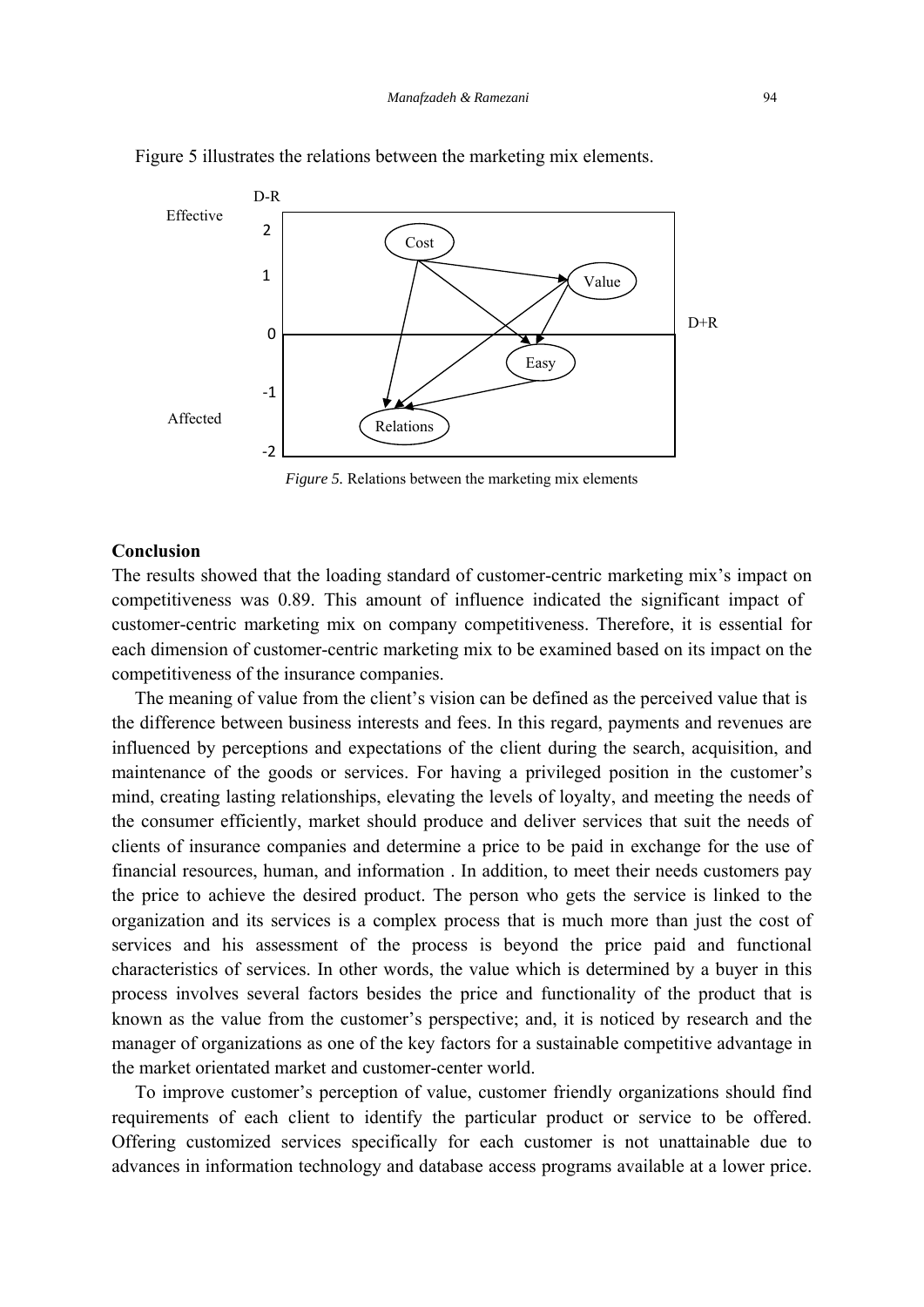Figure 5 illustrates the relations between the marketing mix elements.

*Figure 5.* Relations between the marketing mix elements

## Conclusion

The results showed that the loading standard of customer-centric marketing mix's impact on competitiveness was 0.89. This amount of influence indicated the significant impact of customer-centric marketing mix on company competitiveness. Therefore, it is essential for each dimension of customer-centric marketing mix to be examined based on its impact on the competitiveness of the insurance companies.

The meaning of value from the client's vision can be defined as the perceived value that is the difference between business interests and fees. In this regard, payments and revenues are influenced by perceptions and expectations of the client during the search, acquisition, and maintenance of the goods or services. For having a privileged position in the customer's mind, creating lasting relationships, elevating the levels of loyalty, and meeting the needs of the consumer efficiently, market should produce and deliver services that suit the needs of clients of insurance companies and determine a price to be paid in exchange for the use of financial resources, human, and information . In addition, to meet their needs customers pay the price to achieve the desired product. The person who gets the service is linked to the organization and its services is a complex process that is much more than just the cost of services and his assessment of the process is beyond the price paid and functional characteristics of services. In other words, the value which is determined by a buyer in this process involves several factors besides the price and functionality of the product that is known as the value from the customer's perspective; and, it is noticed by research and the manager of organizations as one of the key factors for a sustainable competitive advantage in the market orientated market and customer-center world.

To improve customer's perception of value, customer friendly organizations should find requirements of each client to identify the particular product or service to be offered. Offering customized services specifically for each customer is not unattainable due to advances in information technology and database access programs available at a lower price.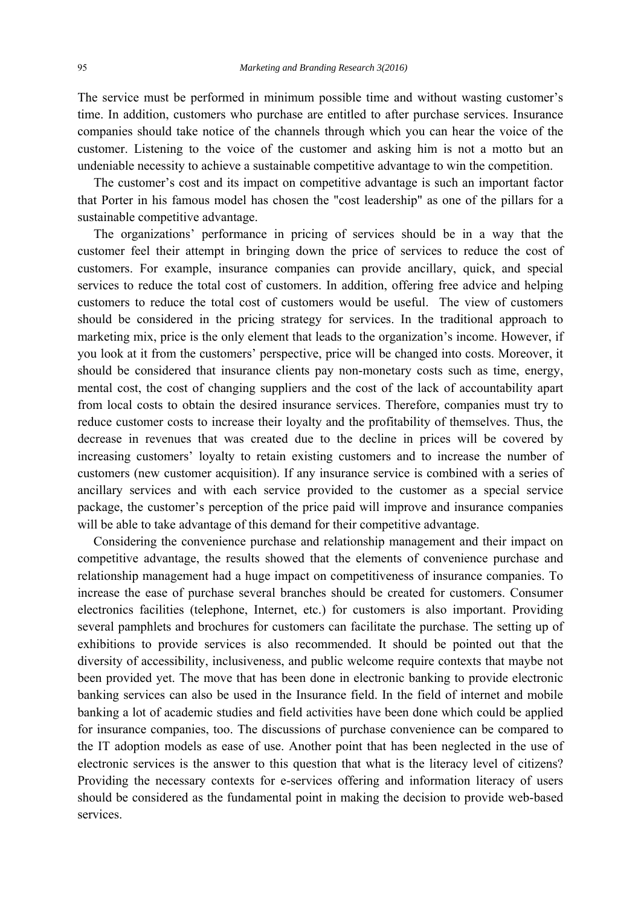The service must be performed in minimum possible time and without wasting customer's time. In addition, customers who purchase are entitled to after purchase services. Insurance companies should take notice of the channels through which you can hear the voice of the customer. Listening to the voice of the customer and asking him is not a motto but an undeniable necessity to achieve a sustainable competitive advantage to win the competition.

The customer's cost and its impact on competitive advantage is such an important factor that Porter in his famous model has chosen the "cost leadership" as one of the pillars for a sustainable competitive advantage.

The organizations' performance in pricing of services should be in a way that the customer feel their attempt in bringing down the price of services to reduce the cost of customers. For example, insurance companies can provide ancillary, quick, and special services to reduce the total cost of customers. In addition, offering free advice and helping customers to reduce the total cost of customers would be useful. The view of customers should be considered in the pricing strategy for services. In the traditional approach to marketing mix, price is the only element that leads to the organization's income. However, if you look at it from the customers' perspective, price will be changed into costs. Moreover, it should be considered that insurance clients pay non-monetary costs such as time, energy, mental cost, the cost of changing suppliers and the cost of the lack of accountability apart from local costs to obtain the desired insurance services. Therefore, companies must try to reduce customer costs to increase their loyalty and the profitability of themselves. Thus, the decrease in revenues that was created due to the decline in prices will be covered by increasing customers' loyalty to retain existing customers and to increase the number of customers (new customer acquisition). If any insurance service is combined with a series of ancillary services and with each service provided to the customer as a special service package, the customer's perception of the price paid will improve and insurance companies will be able to take advantage of this demand for their competitive advantage.

Considering the convenience purchase and relationship management and their impact on competitive advantage, the results showed that the elements of convenience purchase and relationship management had a huge impact on competitiveness of insurance companies. To increase the ease of purchase several branches should be created for customers. Consumer electronics facilities (telephone, Internet, etc.) for customers is also important. Providing several pamphlets and brochures for customers can facilitate the purchase. The setting up of exhibitions to provide services is also recommended. It should be pointed out that the diversity of accessibility, inclusiveness, and public welcome require contexts that maybe not been provided yet. The move that has been done in electronic banking to provide electronic banking services can also be used in the Insurance field. In the field of internet and mobile banking a lot of academic studies and field activities have been done which could be applied for insurance companies, too. The discussions of purchase convenience can be compared to the IT adoption models as ease of use. Another point that has been neglected in the use of electronic services is the answer to this question that what is the literacy level of citizens? Providing the necessary contexts for e-services offering and information literacy of users should be considered as the fundamental point in making the decision to provide web-based services.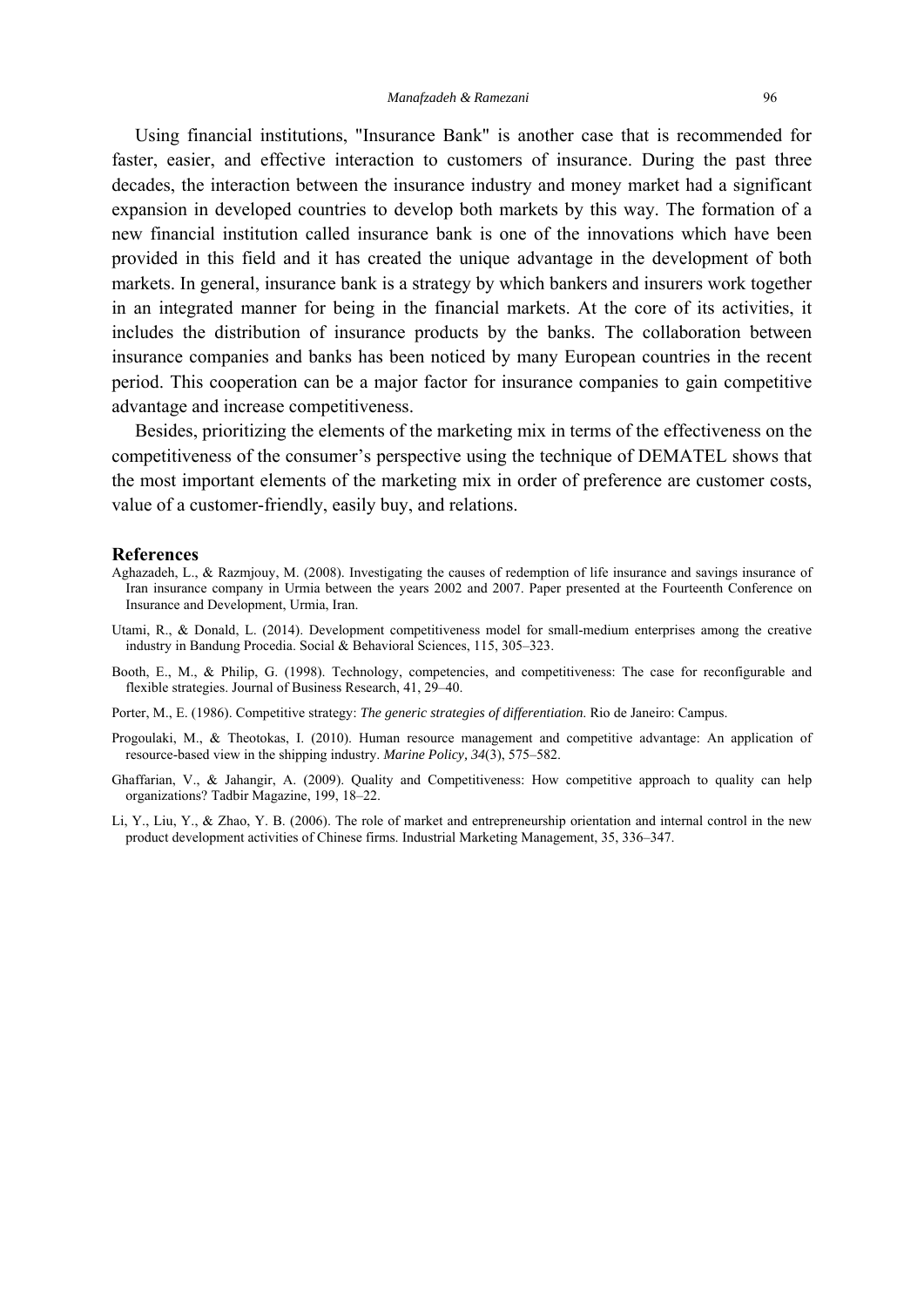Using financial institutions, "Insurance Bank" is another case that is recommended for faster, easier, and effective interaction to customers of insurance. During the past three decades, the interaction between the insurance industry and money market had a significant expansion in developed countries to develop both markets by this way. The formation of a new financial institution called insurance bank is one of the innovations which have been provided in this field and it has created the unique advantage in the development of both markets. In general, insurance bank is a strategy by which bankers and insurers work together in an integrated manner for being in the financial markets. At the core of its activities, it includes the distribution of insurance products by the banks. The collaboration between insurance companies and banks has been noticed by many European countries in the recent period. This cooperation can be a major factor for insurance companies to gain competitive advantage and increase competitiveness.

Besides, prioritizing the elements of the marketing mix in terms of the effectiveness on the competitiveness of the consumer's perspective using the technique of DEMATEL shows that the most important elements of the marketing mix in order of preference are customer costs, value of a customer-friendly, easily buy, and relations.

## References

Aghazadeh, L., & Razmjouy, M. (2008). Investigating the causes of redemption of life insurance and savings insurance of Iran insurance company in Urmia between the years 2002 and 2007. Paper presented at the Fourteenth Conference on Insurance and Development, Urmia, Iran.

Utami, R., & Donald, L. (2014). Development competitiveness model for small-medium enterprises among the creative industry in Bandung Procedia. Social & Behavioral Sciences, 115, 305–323.

Booth, E., M., & Philip, G. (1998). Technology, competencies, and competitiveness: The case for reconfigurable and flexible strategies. Journal of Business Research, 41, 29–40.

Porter, M., E. (1986). Competitive strategy: *The generic strategies of differentiation*. Rio de Janeiro: Campus.

Progoulaki, M., & Theotokas, I. (2010). Human resource management and competitive advantage: An application of resource-based view in the shipping industry. *Marine Policy, 34*(3), 575–582.

Ghaffarian, V., & Jahangir, A. (2009). Quality and Competitiveness: How competitive approach to quality can help organizations? Tadbir Magazine, 199, 18–22.

Li, Y., Liu, Y., & Zhao, Y. B. (2006). The role of market and entrepreneurship orientation and internal control in the new product development activities of Chinese firms. Industrial Marketing Management, 35, 336–347.